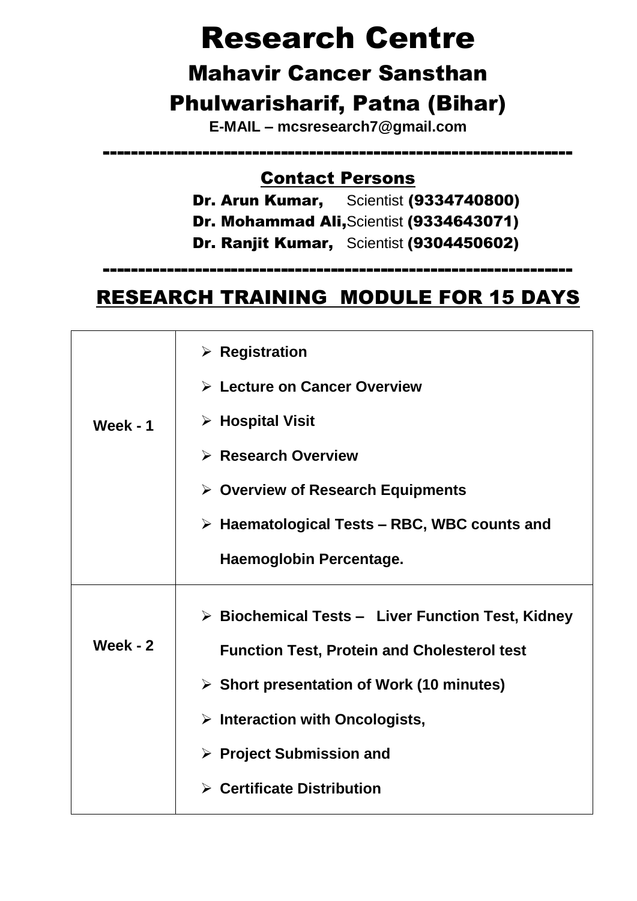# Research Centre

## Mahavir Cancer Sansthan

## Phulwarisharif, Patna (Bihar)

**E-MAIL – mcsresearch7@gmail.com**

---

### Contact Persons

**Dr. Arun Kumar,** Scientist **(9334740800)**
**Dr. Mohammad Ali,** Scientist **(9334643071)**
**Dr. Ranjit Kumar,** Scientist **(9304450602)**

---

## RESEARCH TRAINING MODULE FOR 15 DAYS

| | |
|---|---|
| **Week - 1** | ➢ **Registration**<br>➢ **Lecture on Cancer Overview**<br>➢ **Hospital Visit**<br>➢ **Research Overview**<br>➢ **Overview of Research Equipments**<br>➢ **Haematological Tests – RBC, WBC counts and Haemoglobin Percentage.** |
| **Week - 2** | ➢ **Biochemical Tests – Liver Function Test, Kidney Function Test, Protein and Cholesterol test**<br>➢ **Short presentation of Work (10 minutes)**<br>➢ **Interaction with Oncologists,**<br>➢ **Project Submission and**<br>➢ **Certificate Distribution** |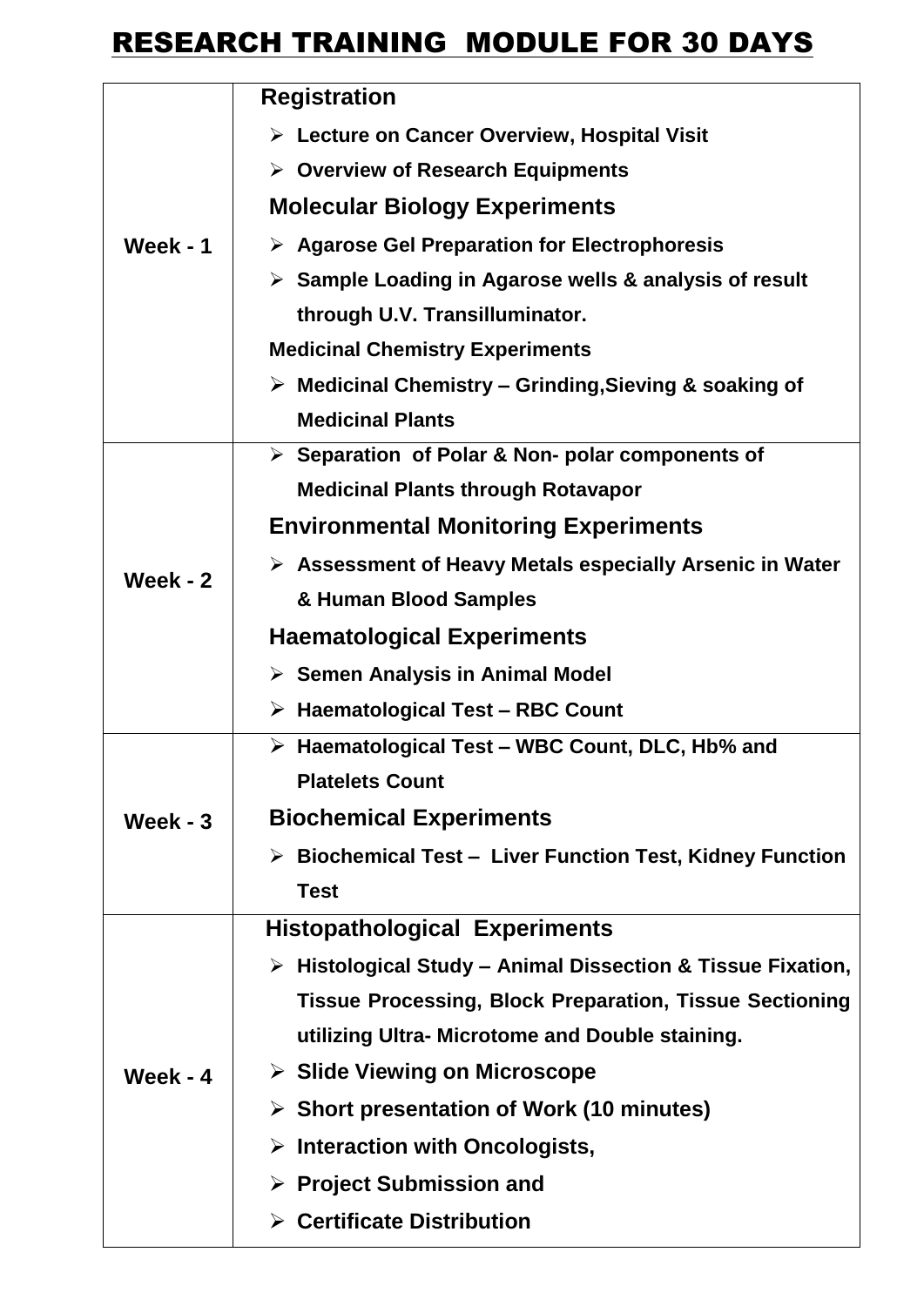# RESEARCH TRAINING MODULE FOR 30 DAYS

| Week | Activities |
|---|---|
| **Week - 1** | **Registration**<br>➢ **Lecture on Cancer Overview, Hospital Visit**<br>➢ **Overview of Research Equipments**<br>**Molecular Biology Experiments**<br>➢ **Agarose Gel Preparation for Electrophoresis**<br>➢ **Sample Loading in Agarose wells & analysis of result through U.V. Transilluminator.**<br>**Medicinal Chemistry Experiments**<br>➢ **Medicinal Chemistry – Grinding,Sieving & soaking of Medicinal Plants** |
| **Week - 2** | ➢ **Separation of Polar & Non- polar components of Medicinal Plants through Rotavapor**<br>**Environmental Monitoring Experiments**<br>➢ **Assessment of Heavy Metals especially Arsenic in Water & Human Blood Samples**<br>**Haematological Experiments**<br>➢ **Semen Analysis in Animal Model**<br>➢ **Haematological Test – RBC Count** |
| **Week - 3** | ➢ **Haematological Test – WBC Count, DLC, Hb% and Platelets Count**<br>**Biochemical Experiments**<br>➢ **Biochemical Test – Liver Function Test, Kidney Function Test** |
| **Week - 4** | **Histopathological Experiments**<br>➢ **Histological Study – Animal Dissection & Tissue Fixation, Tissue Processing, Block Preparation, Tissue Sectioning utilizing Ultra- Microtome and Double staining.**<br>➢ **Slide Viewing on Microscope**<br>➢ **Short presentation of Work (10 minutes)**<br>➢ **Interaction with Oncologists,**<br>➢ **Project Submission and**<br>➢ **Certificate Distribution** |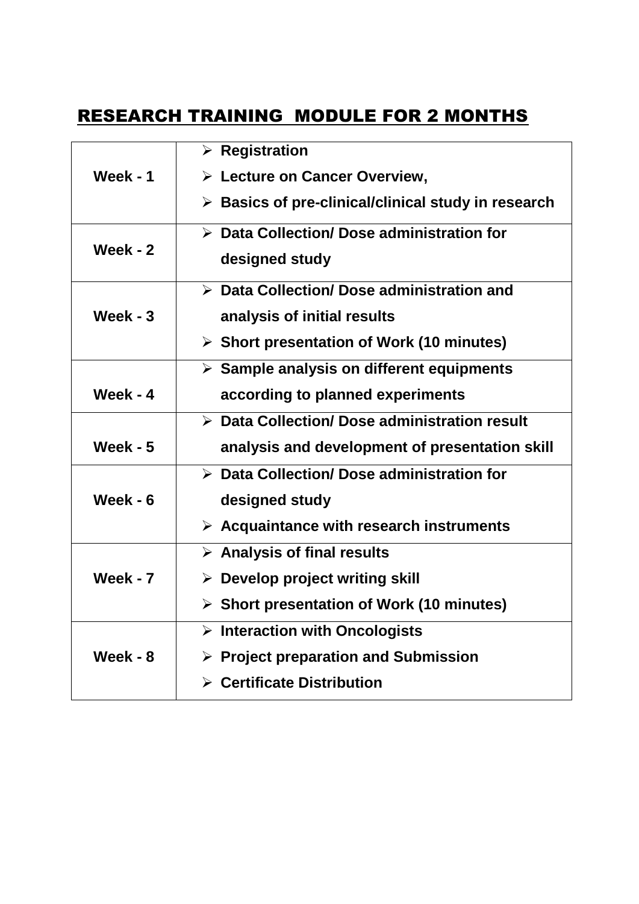## RESEARCH TRAINING MODULE FOR 2 MONTHS

| | |
|---|---|
| **Week - 1** | ➢ **Registration**<br>➢ **Lecture on Cancer Overview,**<br>➢ **Basics of pre-clinical/clinical study in research** |
| **Week - 2** | ➢ **Data Collection/ Dose administration for designed study** |
| **Week - 3** | ➢ **Data Collection/ Dose administration and analysis of initial results**<br>➢ **Short presentation of Work (10 minutes)** |
| **Week - 4** | ➢ **Sample analysis on different equipments according to planned experiments** |
| **Week - 5** | ➢ **Data Collection/ Dose administration result analysis and development of presentation skill** |
| **Week - 6** | ➢ **Data Collection/ Dose administration for designed study**<br>➢ **Acquaintance with research instruments** |
| **Week - 7** | ➢ **Analysis of final results**<br>➢ **Develop project writing skill**<br>➢ **Short presentation of Work (10 minutes)** |
| **Week - 8** | ➢ **Interaction with Oncologists**<br>➢ **Project preparation and Submission**<br>➢ **Certificate Distribution** |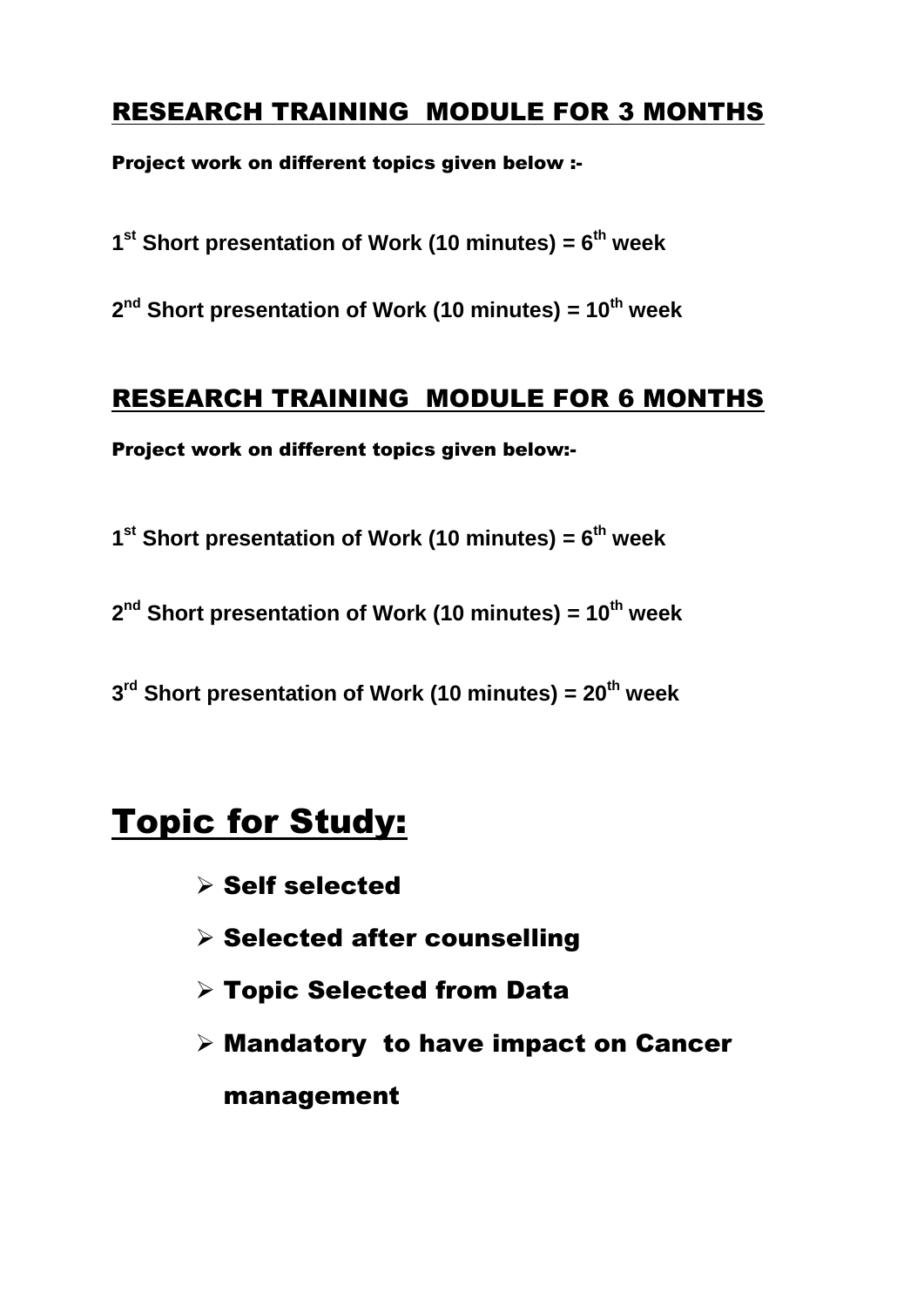## RESEARCH TRAINING MODULE FOR 3 MONTHS

**Project work on different topics given below :-**

**1st Short presentation of Work (10 minutes) = 6th week**

**2nd Short presentation of Work (10 minutes) = 10th week**

## RESEARCH TRAINING MODULE FOR 6 MONTHS

**Project work on different topics given below:-**

**1st Short presentation of Work (10 minutes) = 6th week**

**2nd Short presentation of Work (10 minutes) = 10th week**

**3rd Short presentation of Work (10 minutes) = 20th week**

# Topic for Study:

- Self selected
- Selected after counselling
- Topic Selected from Data
- Mandatory to have impact on Cancer management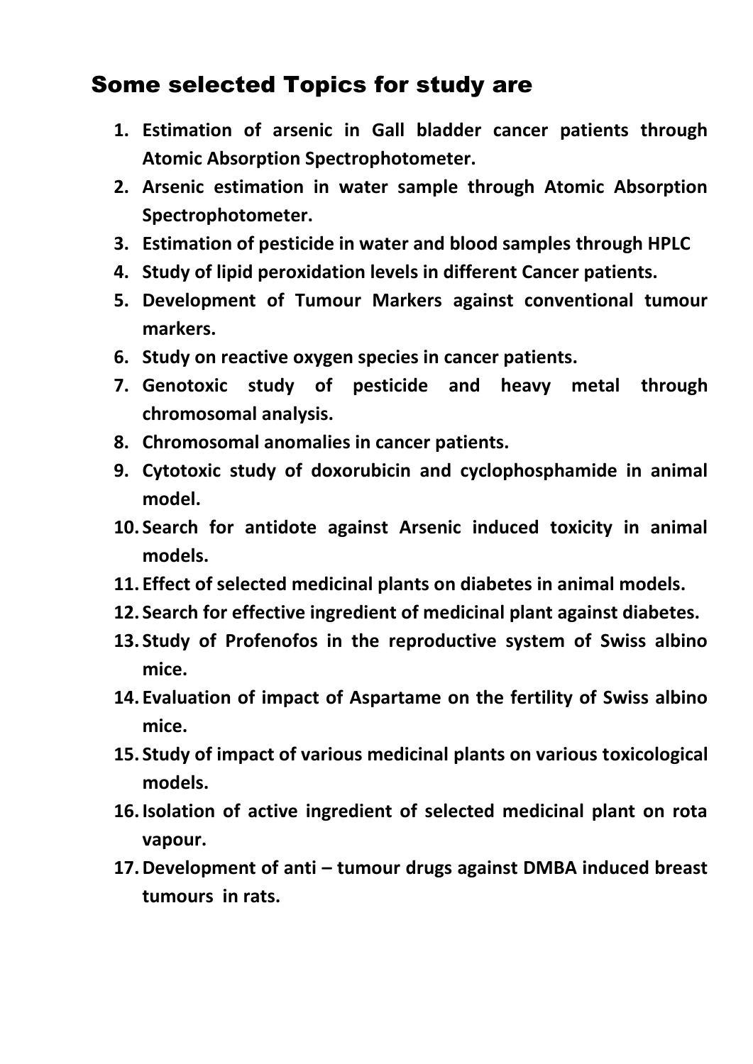## Some selected Topics for study are

1. **Estimation of arsenic in Gall bladder cancer patients through Atomic Absorption Spectrophotometer.**
2. **Arsenic estimation in water sample through Atomic Absorption Spectrophotometer.**
3. **Estimation of pesticide in water and blood samples through HPLC**
4. **Study of lipid peroxidation levels in different Cancer patients.**
5. **Development of Tumour Markers against conventional tumour markers.**
6. **Study on reactive oxygen species in cancer patients.**
7. **Genotoxic study of pesticide and heavy metal through chromosomal analysis.**
8. **Chromosomal anomalies in cancer patients.**
9. **Cytotoxic study of doxorubicin and cyclophosphamide in animal model.**
10. **Search for antidote against Arsenic induced toxicity in animal models.**
11. **Effect of selected medicinal plants on diabetes in animal models.**
12. **Search for effective ingredient of medicinal plant against diabetes.**
13. **Study of Profenofos in the reproductive system of Swiss albino mice.**
14. **Evaluation of impact of Aspartame on the fertility of Swiss albino mice.**
15. **Study of impact of various medicinal plants on various toxicological models.**
16. **Isolation of active ingredient of selected medicinal plant on rota vapour.**
17. **Development of anti – tumour drugs against DMBA induced breast tumours in rats.**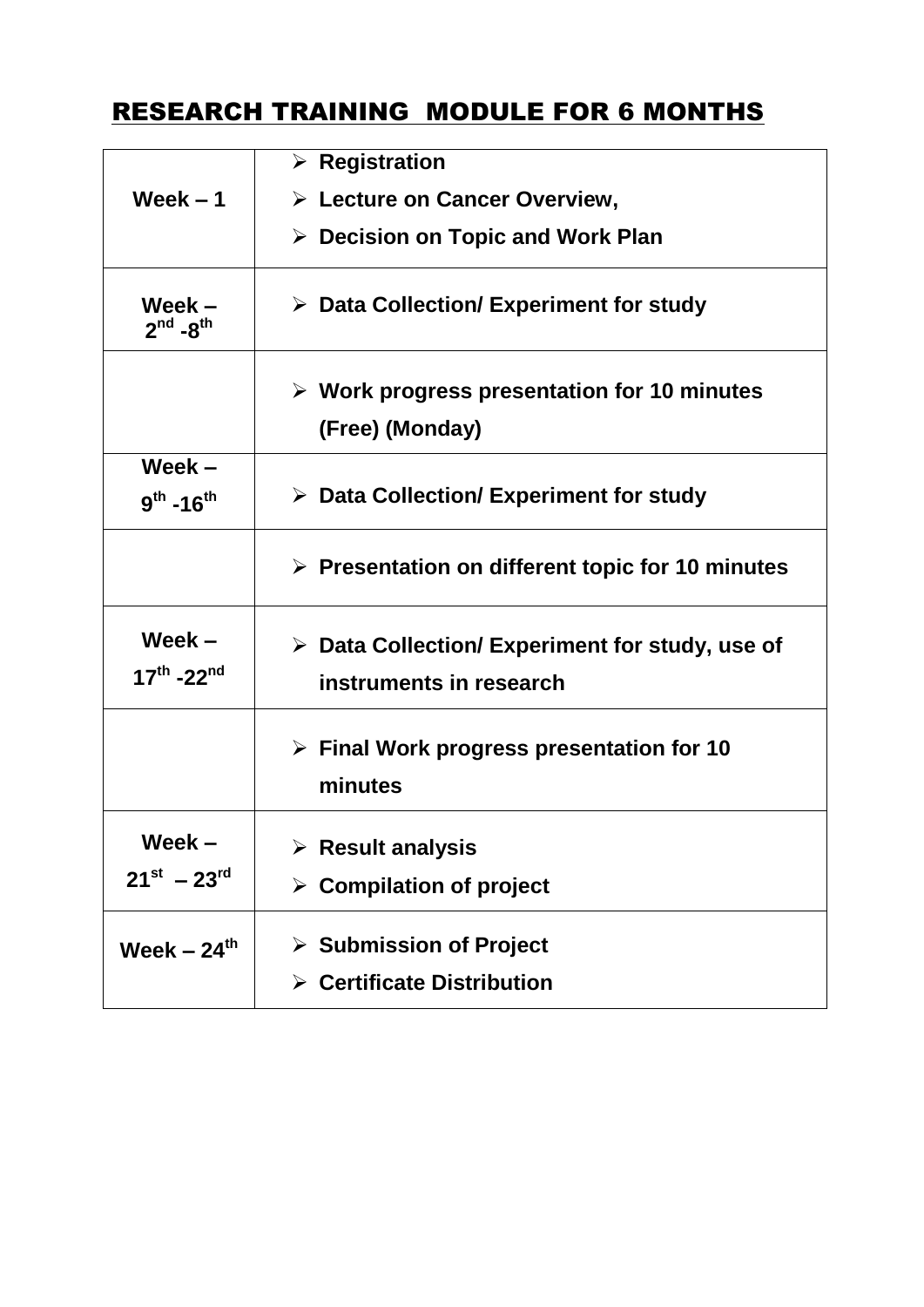# RESEARCH TRAINING MODULE FOR 6 MONTHS

| | |
|---|---|
| **Week – 1** | ➢ **Registration**<br>➢ **Lecture on Cancer Overview,**<br>➢ **Decision on Topic and Work Plan** |
| **Week – 2nd -8th** | ➢ **Data Collection/ Experiment for study** |
| | ➢ **Work progress presentation for 10 minutes (Free) (Monday)** |
| **Week – 9th -16th** | ➢ **Data Collection/ Experiment for study** |
| | ➢ **Presentation on different topic for 10 minutes** |
| **Week – 17th -22nd** | ➢ **Data Collection/ Experiment for study, use of instruments in research** |
| | ➢ **Final Work progress presentation for 10 minutes** |
| **Week – 21st – 23rd** | ➢ **Result analysis**<br>➢ **Compilation of project** |
| **Week – 24th** | ➢ **Submission of Project**<br>➢ **Certificate Distribution** |